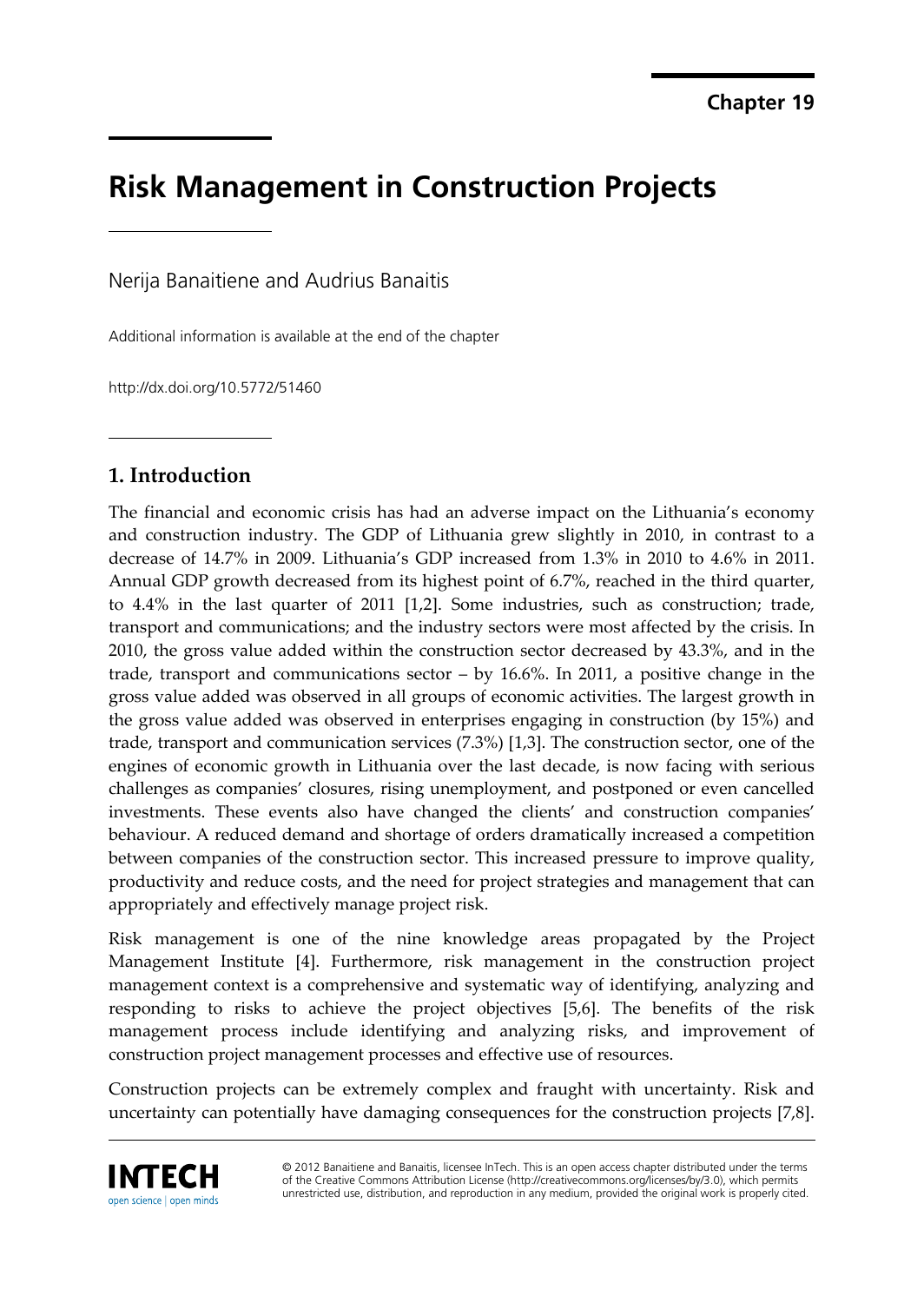Chapter 19

# Risk Management in Construction Projects

Nerija Banaitiene and Audrius Banaitis

Additional information is available at the end of the chapter

http://dx.doi.org/10.5772/51460

## 1. Introduction

The financial and economic crisis has had an adverse impact on the Lithuania's economy and construction industry. The GDP of Lithuania grew slightly in 2010, in contrast to a decrease of 14.7% in 2009. Lithuania's GDP increased from 1.3% in 2010 to 4.6% in 2011. Annual GDP growth decreased from its highest point of 6.7%, reached in the third quarter, to 4.4% in the last quarter of 2011 [1,2]. Some industries, such as construction; trade, transport and communications; and the industry sectors were most affected by the crisis. In 2010, the gross value added within the construction sector decreased by 43.3%, and in the trade, transport and communications sector – by 16.6%. In 2011, a positive change in the gross value added was observed in all groups of economic activities. The largest growth in the gross value added was observed in enterprises engaging in construction (by 15%) and trade, transport and communication services (7.3%) [1,3]. The construction sector, one of the engines of economic growth in Lithuania over the last decade, is now facing with serious challenges as companies' closures, rising unemployment, and postponed or even cancelled investments. These events also have changed the clients' and construction companies' behaviour. A reduced demand and shortage of orders dramatically increased a competition between companies of the construction sector. This increased pressure to improve quality, productivity and reduce costs, and the need for project strategies and management that can appropriately and effectively manage project risk.

Risk management is one of the nine knowledge areas propagated by the Project Management Institute [4]. Furthermore, risk management in the construction project management context is a comprehensive and systematic way of identifying, analyzing and responding to risks to achieve the project objectives [5,6]. The benefits of the risk management process include identifying and analyzing risks, and improvement of construction project management processes and effective use of resources.

Construction projects can be extremely complex and fraught with uncertainty. Risk and uncertainty can potentially have damaging consequences for the construction projects [7,8].

© 2012 Banaitiene and Banaitis, licensee InTech. This is an open access chapter distributed under the terms of the Creative Commons Attribution License (http://creativecommons.org/licenses/by/3.0), which permits unrestricted use, distribution, and reproduction in any medium, provided the original work is properly cited.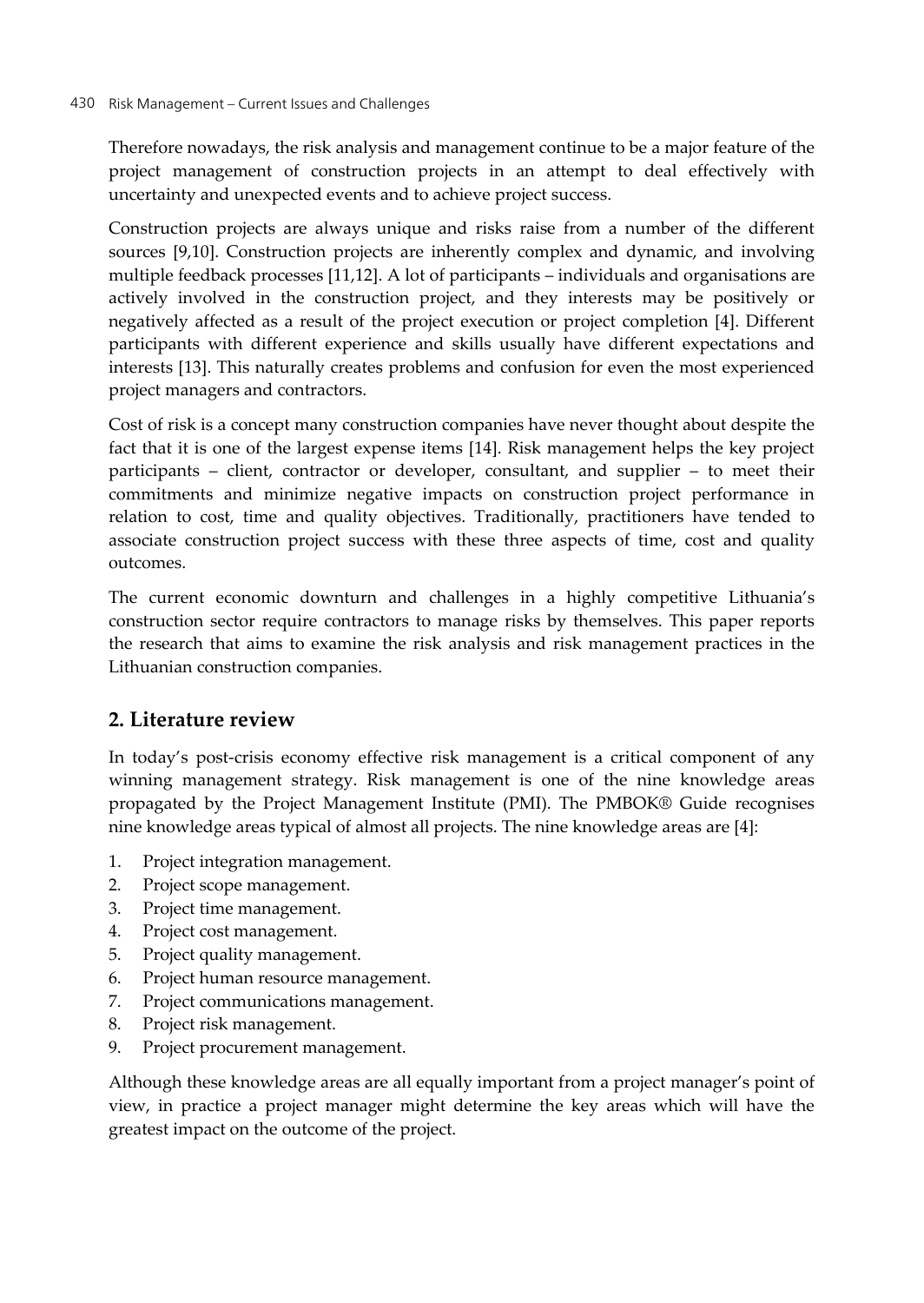Therefore nowadays, the risk analysis and management continue to be a major feature of the project management of construction projects in an attempt to deal effectively with uncertainty and unexpected events and to achieve project success.

Construction projects are always unique and risks raise from a number of the different sources [9,10]. Construction projects are inherently complex and dynamic, and involving multiple feedback processes [11,12]. A lot of participants – individuals and organisations are actively involved in the construction project, and they interests may be positively or negatively affected as a result of the project execution or project completion [4]. Different participants with different experience and skills usually have different expectations and interests [13]. This naturally creates problems and confusion for even the most experienced project managers and contractors.

Cost of risk is a concept many construction companies have never thought about despite the fact that it is one of the largest expense items [14]. Risk management helps the key project participants – client, contractor or developer, consultant, and supplier – to meet their commitments and minimize negative impacts on construction project performance in relation to cost, time and quality objectives. Traditionally, practitioners have tended to associate construction project success with these three aspects of time, cost and quality outcomes.

The current economic downturn and challenges in a highly competitive Lithuania's construction sector require contractors to manage risks by themselves. This paper reports the research that aims to examine the risk analysis and risk management practices in the Lithuanian construction companies.

## 2. Literature review

In today's post-crisis economy effective risk management is a critical component of any winning management strategy. Risk management is one of the nine knowledge areas propagated by the Project Management Institute (PMI). The PMBOK® Guide recognises nine knowledge areas typical of almost all projects. The nine knowledge areas are [4]:

1. Project integration management.
2. Project scope management.
3. Project time management.
4. Project cost management.
5. Project quality management.
6. Project human resource management.
7. Project communications management.
8. Project risk management.
9. Project procurement management.

Although these knowledge areas are all equally important from a project manager's point of view, in practice a project manager might determine the key areas which will have the greatest impact on the outcome of the project.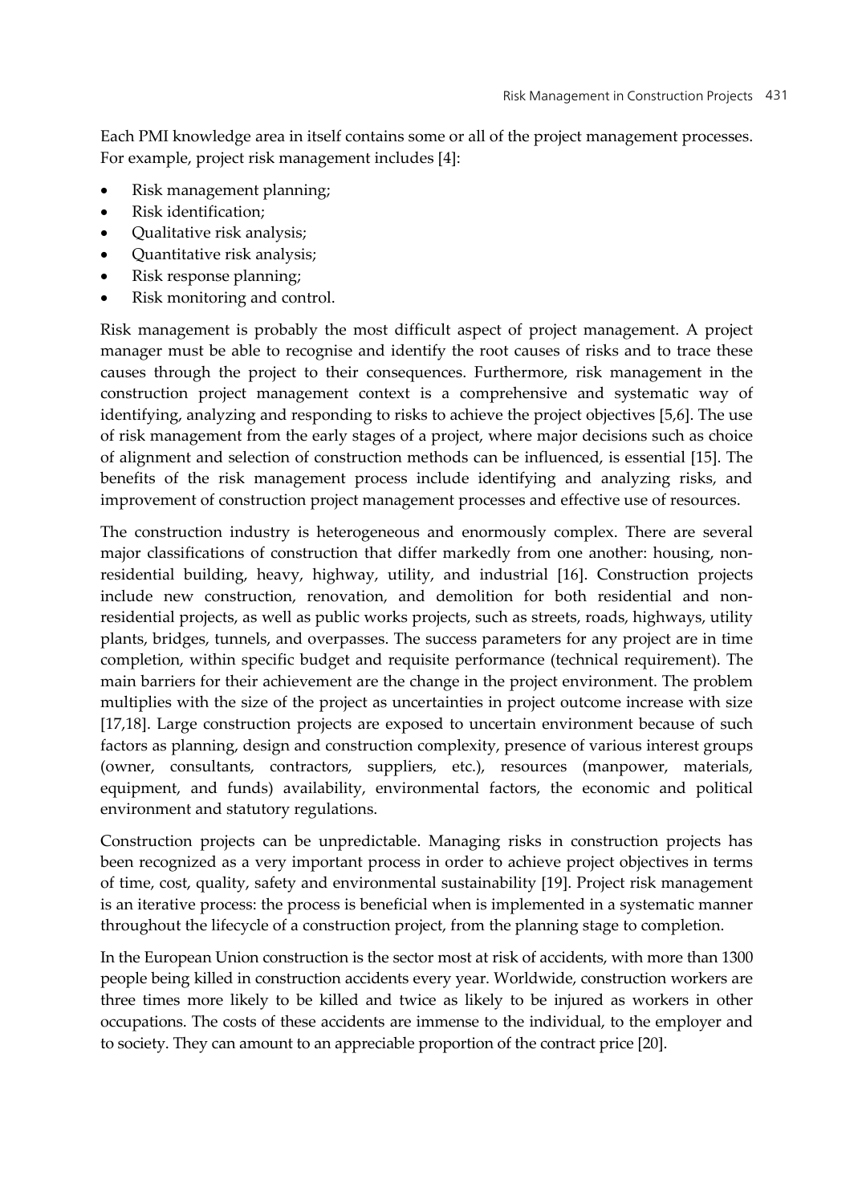Each PMI knowledge area in itself contains some or all of the project management processes. For example, project risk management includes [4]:

- Risk management planning;
- Risk identification;
- Qualitative risk analysis;
- Quantitative risk analysis;
- Risk response planning;
- Risk monitoring and control.

Risk management is probably the most difficult aspect of project management. A project manager must be able to recognise and identify the root causes of risks and to trace these causes through the project to their consequences. Furthermore, risk management in the construction project management context is a comprehensive and systematic way of identifying, analyzing and responding to risks to achieve the project objectives [5,6]. The use of risk management from the early stages of a project, where major decisions such as choice of alignment and selection of construction methods can be influenced, is essential [15]. The benefits of the risk management process include identifying and analyzing risks, and improvement of construction project management processes and effective use of resources.

The construction industry is heterogeneous and enormously complex. There are several major classifications of construction that differ markedly from one another: housing, non-residential building, heavy, highway, utility, and industrial [16]. Construction projects include new construction, renovation, and demolition for both residential and non-residential projects, as well as public works projects, such as streets, roads, highways, utility plants, bridges, tunnels, and overpasses. The success parameters for any project are in time completion, within specific budget and requisite performance (technical requirement). The main barriers for their achievement are the change in the project environment. The problem multiplies with the size of the project as uncertainties in project outcome increase with size [17,18]. Large construction projects are exposed to uncertain environment because of such factors as planning, design and construction complexity, presence of various interest groups (owner, consultants, contractors, suppliers, etc.), resources (manpower, materials, equipment, and funds) availability, environmental factors, the economic and political environment and statutory regulations.

Construction projects can be unpredictable. Managing risks in construction projects has been recognized as a very important process in order to achieve project objectives in terms of time, cost, quality, safety and environmental sustainability [19]. Project risk management is an iterative process: the process is beneficial when is implemented in a systematic manner throughout the lifecycle of a construction project, from the planning stage to completion.

In the European Union construction is the sector most at risk of accidents, with more than 1300 people being killed in construction accidents every year. Worldwide, construction workers are three times more likely to be killed and twice as likely to be injured as workers in other occupations. The costs of these accidents are immense to the individual, to the employer and to society. They can amount to an appreciable proportion of the contract price [20].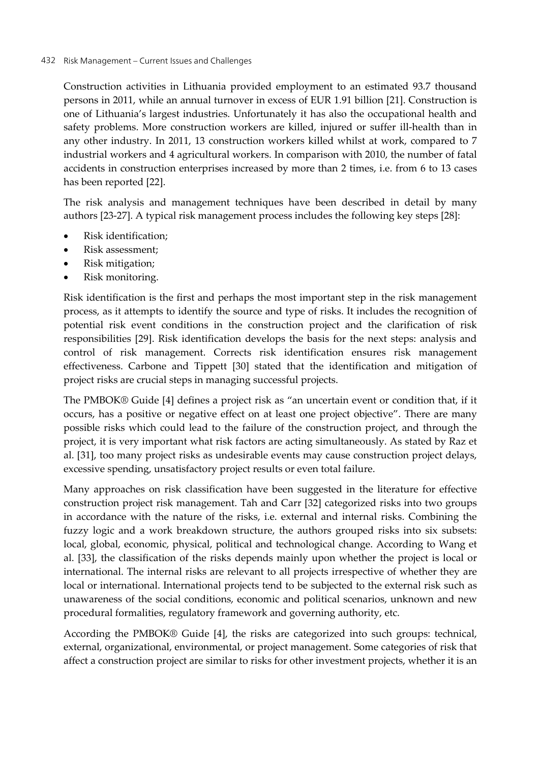Construction activities in Lithuania provided employment to an estimated 93.7 thousand persons in 2011, while an annual turnover in excess of EUR 1.91 billion [21]. Construction is one of Lithuania's largest industries. Unfortunately it has also the occupational health and safety problems. More construction workers are killed, injured or suffer ill-health than in any other industry. In 2011, 13 construction workers killed whilst at work, compared to 7 industrial workers and 4 agricultural workers. In comparison with 2010, the number of fatal accidents in construction enterprises increased by more than 2 times, i.e. from 6 to 13 cases has been reported [22].

The risk analysis and management techniques have been described in detail by many authors [23-27]. A typical risk management process includes the following key steps [28]:

- Risk identification;
- Risk assessment;
- Risk mitigation;
- Risk monitoring.

Risk identification is the first and perhaps the most important step in the risk management process, as it attempts to identify the source and type of risks. It includes the recognition of potential risk event conditions in the construction project and the clarification of risk responsibilities [29]. Risk identification develops the basis for the next steps: analysis and control of risk management. Corrects risk identification ensures risk management effectiveness. Carbone and Tippett [30] stated that the identification and mitigation of project risks are crucial steps in managing successful projects.

The PMBOK® Guide [4] defines a project risk as "an uncertain event or condition that, if it occurs, has a positive or negative effect on at least one project objective". There are many possible risks which could lead to the failure of the construction project, and through the project, it is very important what risk factors are acting simultaneously. As stated by Raz et al. [31], too many project risks as undesirable events may cause construction project delays, excessive spending, unsatisfactory project results or even total failure.

Many approaches on risk classification have been suggested in the literature for effective construction project risk management. Tah and Carr [32] categorized risks into two groups in accordance with the nature of the risks, i.e. external and internal risks. Combining the fuzzy logic and a work breakdown structure, the authors grouped risks into six subsets: local, global, economic, physical, political and technological change. According to Wang et al. [33], the classification of the risks depends mainly upon whether the project is local or international. The internal risks are relevant to all projects irrespective of whether they are local or international. International projects tend to be subjected to the external risk such as unawareness of the social conditions, economic and political scenarios, unknown and new procedural formalities, regulatory framework and governing authority, etc.

According the PMBOK® Guide [4], the risks are categorized into such groups: technical, external, organizational, environmental, or project management. Some categories of risk that affect a construction project are similar to risks for other investment projects, whether it is an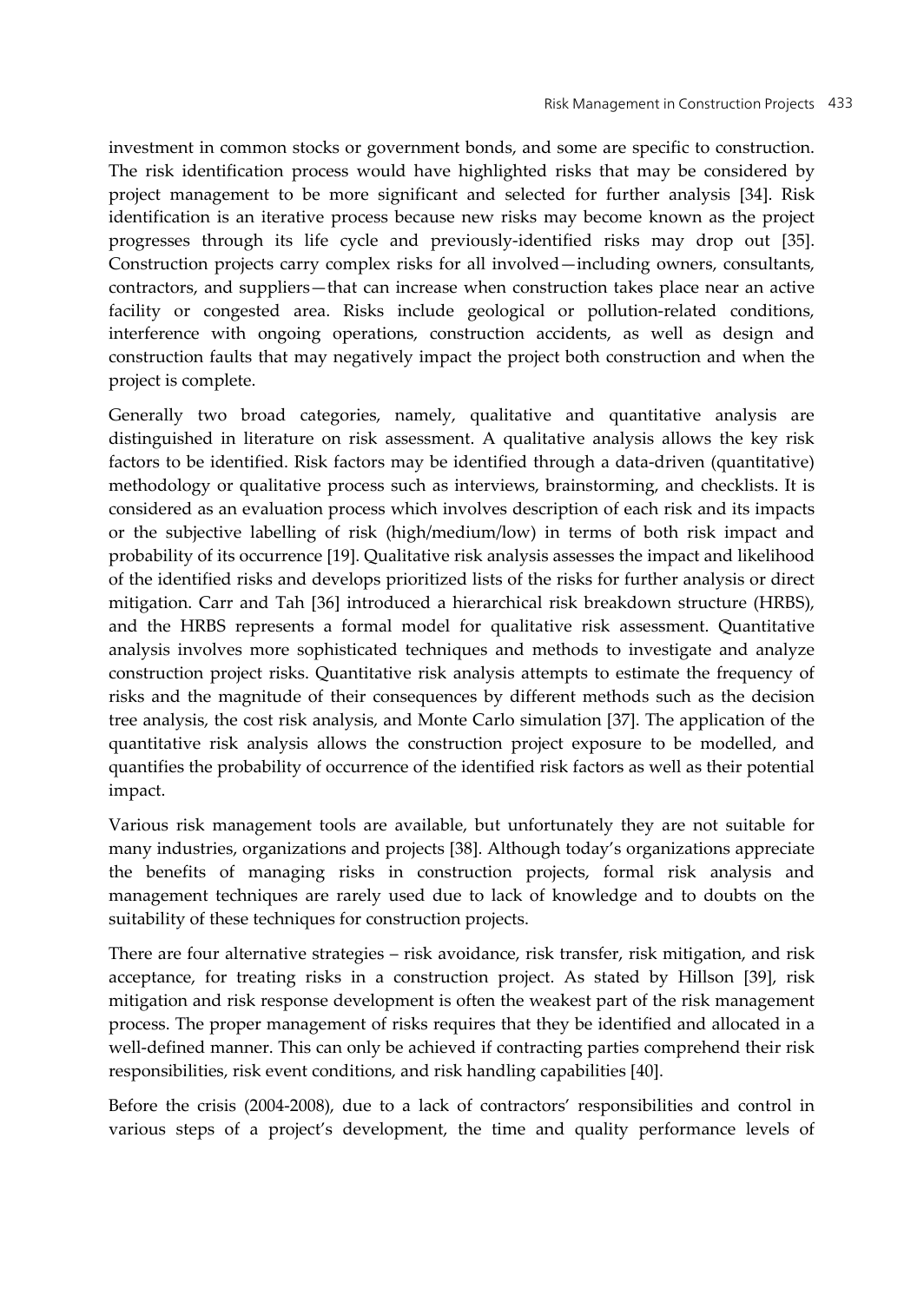investment in common stocks or government bonds, and some are specific to construction. The risk identification process would have highlighted risks that may be considered by project management to be more significant and selected for further analysis [34]. Risk identification is an iterative process because new risks may become known as the project progresses through its life cycle and previously-identified risks may drop out [35]. Construction projects carry complex risks for all involved—including owners, consultants, contractors, and suppliers—that can increase when construction takes place near an active facility or congested area. Risks include geological or pollution-related conditions, interference with ongoing operations, construction accidents, as well as design and construction faults that may negatively impact the project both construction and when the project is complete.

Generally two broad categories, namely, qualitative and quantitative analysis are distinguished in literature on risk assessment. A qualitative analysis allows the key risk factors to be identified. Risk factors may be identified through a data-driven (quantitative) methodology or qualitative process such as interviews, brainstorming, and checklists. It is considered as an evaluation process which involves description of each risk and its impacts or the subjective labelling of risk (high/medium/low) in terms of both risk impact and probability of its occurrence [19]. Qualitative risk analysis assesses the impact and likelihood of the identified risks and develops prioritized lists of the risks for further analysis or direct mitigation. Carr and Tah [36] introduced a hierarchical risk breakdown structure (HRBS), and the HRBS represents a formal model for qualitative risk assessment. Quantitative analysis involves more sophisticated techniques and methods to investigate and analyze construction project risks. Quantitative risk analysis attempts to estimate the frequency of risks and the magnitude of their consequences by different methods such as the decision tree analysis, the cost risk analysis, and Monte Carlo simulation [37]. The application of the quantitative risk analysis allows the construction project exposure to be modelled, and quantifies the probability of occurrence of the identified risk factors as well as their potential impact.

Various risk management tools are available, but unfortunately they are not suitable for many industries, organizations and projects [38]. Although today's organizations appreciate the benefits of managing risks in construction projects, formal risk analysis and management techniques are rarely used due to lack of knowledge and to doubts on the suitability of these techniques for construction projects.

There are four alternative strategies – risk avoidance, risk transfer, risk mitigation, and risk acceptance, for treating risks in a construction project. As stated by Hillson [39], risk mitigation and risk response development is often the weakest part of the risk management process. The proper management of risks requires that they be identified and allocated in a well-defined manner. This can only be achieved if contracting parties comprehend their risk responsibilities, risk event conditions, and risk handling capabilities [40].

Before the crisis (2004-2008), due to a lack of contractors' responsibilities and control in various steps of a project's development, the time and quality performance levels of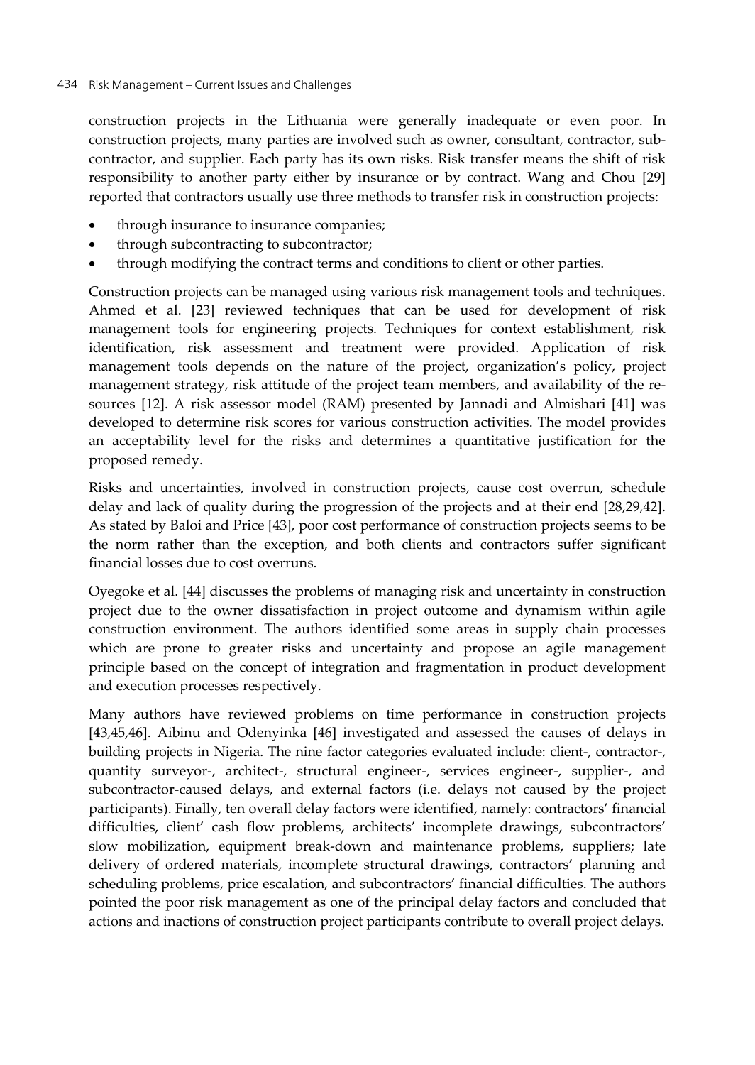construction projects in the Lithuania were generally inadequate or even poor. In construction projects, many parties are involved such as owner, consultant, contractor, sub-contractor, and supplier. Each party has its own risks. Risk transfer means the shift of risk responsibility to another party either by insurance or by contract. Wang and Chou [29] reported that contractors usually use three methods to transfer risk in construction projects:

- through insurance to insurance companies;
- through subcontracting to subcontractor;
- through modifying the contract terms and conditions to client or other parties.

Construction projects can be managed using various risk management tools and techniques. Ahmed et al. [23] reviewed techniques that can be used for development of risk management tools for engineering projects. Techniques for context establishment, risk identification, risk assessment and treatment were provided. Application of risk management tools depends on the nature of the project, organization's policy, project management strategy, risk attitude of the project team members, and availability of the re-sources [12]. A risk assessor model (RAM) presented by Jannadi and Almishari [41] was developed to determine risk scores for various construction activities. The model provides an acceptability level for the risks and determines a quantitative justification for the proposed remedy.

Risks and uncertainties, involved in construction projects, cause cost overrun, schedule delay and lack of quality during the progression of the projects and at their end [28,29,42]. As stated by Baloi and Price [43], poor cost performance of construction projects seems to be the norm rather than the exception, and both clients and contractors suffer significant financial losses due to cost overruns.

Oyegoke et al. [44] discusses the problems of managing risk and uncertainty in construction project due to the owner dissatisfaction in project outcome and dynamism within agile construction environment. The authors identified some areas in supply chain processes which are prone to greater risks and uncertainty and propose an agile management principle based on the concept of integration and fragmentation in product development and execution processes respectively.

Many authors have reviewed problems on time performance in construction projects [43,45,46]. Aibinu and Odenyinka [46] investigated and assessed the causes of delays in building projects in Nigeria. The nine factor categories evaluated include: client-, contractor-, quantity surveyor-, architect-, structural engineer-, services engineer-, supplier-, and subcontractor-caused delays, and external factors (i.e. delays not caused by the project participants). Finally, ten overall delay factors were identified, namely: contractors' financial difficulties, client' cash flow problems, architects' incomplete drawings, subcontractors' slow mobilization, equipment break-down and maintenance problems, suppliers; late delivery of ordered materials, incomplete structural drawings, contractors' planning and scheduling problems, price escalation, and subcontractors' financial difficulties. The authors pointed the poor risk management as one of the principal delay factors and concluded that actions and inactions of construction project participants contribute to overall project delays.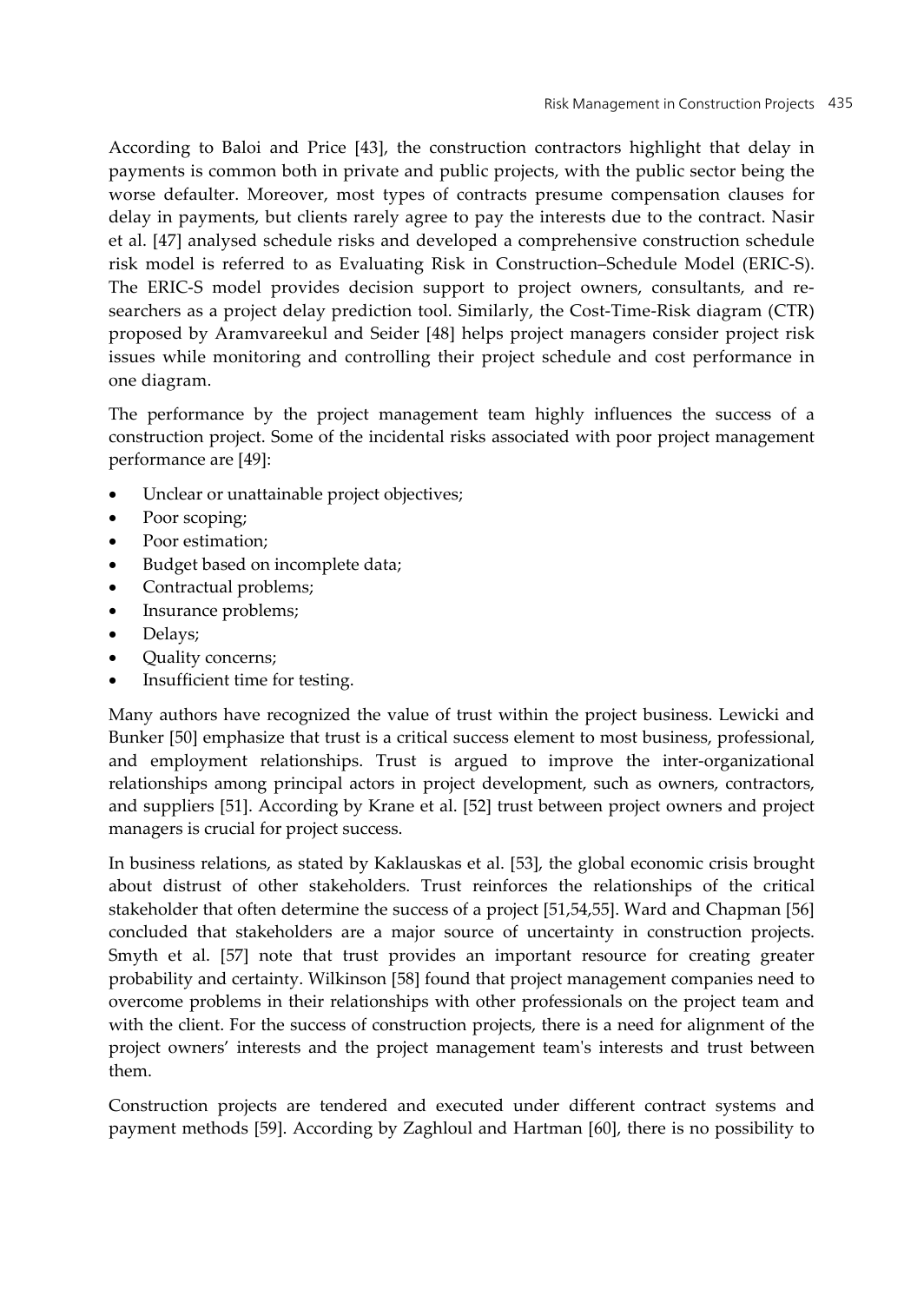According to Baloi and Price [43], the construction contractors highlight that delay in payments is common both in private and public projects, with the public sector being the worse defaulter. Moreover, most types of contracts presume compensation clauses for delay in payments, but clients rarely agree to pay the interests due to the contract. Nasir et al. [47] analysed schedule risks and developed a comprehensive construction schedule risk model is referred to as Evaluating Risk in Construction–Schedule Model (ERIC-S). The ERIC-S model provides decision support to project owners, consultants, and researchers as a project delay prediction tool. Similarly, the Cost-Time-Risk diagram (CTR) proposed by Aramvareekul and Seider [48] helps project managers consider project risk issues while monitoring and controlling their project schedule and cost performance in one diagram.

The performance by the project management team highly influences the success of a construction project. Some of the incidental risks associated with poor project management performance are [49]:

- Unclear or unattainable project objectives;
- Poor scoping;
- Poor estimation;
- Budget based on incomplete data;
- Contractual problems;
- Insurance problems;
- Delays;
- Quality concerns;
- Insufficient time for testing.

Many authors have recognized the value of trust within the project business. Lewicki and Bunker [50] emphasize that trust is a critical success element to most business, professional, and employment relationships. Trust is argued to improve the inter-organizational relationships among principal actors in project development, such as owners, contractors, and suppliers [51]. According by Krane et al. [52] trust between project owners and project managers is crucial for project success.

In business relations, as stated by Kaklauskas et al. [53], the global economic crisis brought about distrust of other stakeholders. Trust reinforces the relationships of the critical stakeholder that often determine the success of a project [51,54,55]. Ward and Chapman [56] concluded that stakeholders are a major source of uncertainty in construction projects. Smyth et al. [57] note that trust provides an important resource for creating greater probability and certainty. Wilkinson [58] found that project management companies need to overcome problems in their relationships with other professionals on the project team and with the client. For the success of construction projects, there is a need for alignment of the project owners' interests and the project management team's interests and trust between them.

Construction projects are tendered and executed under different contract systems and payment methods [59]. According by Zaghloul and Hartman [60], there is no possibility to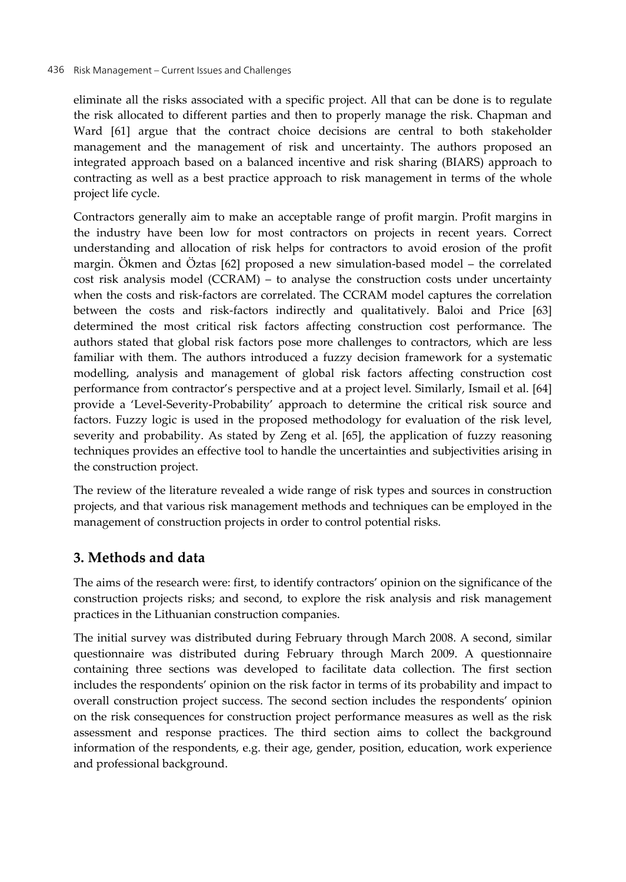eliminate all the risks associated with a specific project. All that can be done is to regulate the risk allocated to different parties and then to properly manage the risk. Chapman and Ward [61] argue that the contract choice decisions are central to both stakeholder management and the management of risk and uncertainty. The authors proposed an integrated approach based on a balanced incentive and risk sharing (BIARS) approach to contracting as well as a best practice approach to risk management in terms of the whole project life cycle.

Contractors generally aim to make an acceptable range of profit margin. Profit margins in the industry have been low for most contractors on projects in recent years. Correct understanding and allocation of risk helps for contractors to avoid erosion of the profit margin. Ökmen and Öztas [62] proposed a new simulation-based model – the correlated cost risk analysis model (CCRAM) – to analyse the construction costs under uncertainty when the costs and risk-factors are correlated. The CCRAM model captures the correlation between the costs and risk-factors indirectly and qualitatively. Baloi and Price [63] determined the most critical risk factors affecting construction cost performance. The authors stated that global risk factors pose more challenges to contractors, which are less familiar with them. The authors introduced a fuzzy decision framework for a systematic modelling, analysis and management of global risk factors affecting construction cost performance from contractor's perspective and at a project level. Similarly, Ismail et al. [64] provide a 'Level-Severity-Probability' approach to determine the critical risk source and factors. Fuzzy logic is used in the proposed methodology for evaluation of the risk level, severity and probability. As stated by Zeng et al. [65], the application of fuzzy reasoning techniques provides an effective tool to handle the uncertainties and subjectivities arising in the construction project.

The review of the literature revealed a wide range of risk types and sources in construction projects, and that various risk management methods and techniques can be employed in the management of construction projects in order to control potential risks.

## 3. Methods and data

The aims of the research were: first, to identify contractors' opinion on the significance of the construction projects risks; and second, to explore the risk analysis and risk management practices in the Lithuanian construction companies.

The initial survey was distributed during February through March 2008. A second, similar questionnaire was distributed during February through March 2009. A questionnaire containing three sections was developed to facilitate data collection. The first section includes the respondents' opinion on the risk factor in terms of its probability and impact to overall construction project success. The second section includes the respondents' opinion on the risk consequences for construction project performance measures as well as the risk assessment and response practices. The third section aims to collect the background information of the respondents, e.g. their age, gender, position, education, work experience and professional background.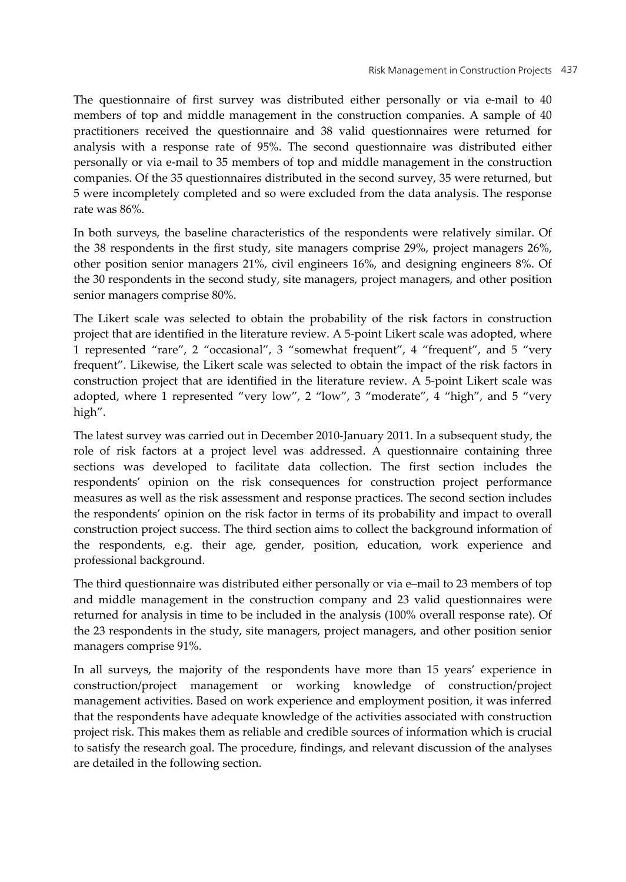The questionnaire of first survey was distributed either personally or via e-mail to 40 members of top and middle management in the construction companies. A sample of 40 practitioners received the questionnaire and 38 valid questionnaires were returned for analysis with a response rate of 95%. The second questionnaire was distributed either personally or via e-mail to 35 members of top and middle management in the construction companies. Of the 35 questionnaires distributed in the second survey, 35 were returned, but 5 were incompletely completed and so were excluded from the data analysis. The response rate was 86%.

In both surveys, the baseline characteristics of the respondents were relatively similar. Of the 38 respondents in the first study, site managers comprise 29%, project managers 26%, other position senior managers 21%, civil engineers 16%, and designing engineers 8%. Of the 30 respondents in the second study, site managers, project managers, and other position senior managers comprise 80%.

The Likert scale was selected to obtain the probability of the risk factors in construction project that are identified in the literature review. A 5-point Likert scale was adopted, where 1 represented "rare", 2 "occasional", 3 "somewhat frequent", 4 "frequent", and 5 "very frequent". Likewise, the Likert scale was selected to obtain the impact of the risk factors in construction project that are identified in the literature review. A 5-point Likert scale was adopted, where 1 represented "very low", 2 "low", 3 "moderate", 4 "high", and 5 "very high".

The latest survey was carried out in December 2010-January 2011. In a subsequent study, the role of risk factors at a project level was addressed. A questionnaire containing three sections was developed to facilitate data collection. The first section includes the respondents' opinion on the risk consequences for construction project performance measures as well as the risk assessment and response practices. The second section includes the respondents' opinion on the risk factor in terms of its probability and impact to overall construction project success. The third section aims to collect the background information of the respondents, e.g. their age, gender, position, education, work experience and professional background.

The third questionnaire was distributed either personally or via e–mail to 23 members of top and middle management in the construction company and 23 valid questionnaires were returned for analysis in time to be included in the analysis (100% overall response rate). Of the 23 respondents in the study, site managers, project managers, and other position senior managers comprise 91%.

In all surveys, the majority of the respondents have more than 15 years' experience in construction/project management or working knowledge of construction/project management activities. Based on work experience and employment position, it was inferred that the respondents have adequate knowledge of the activities associated with construction project risk. This makes them as reliable and credible sources of information which is crucial to satisfy the research goal. The procedure, findings, and relevant discussion of the analyses are detailed in the following section.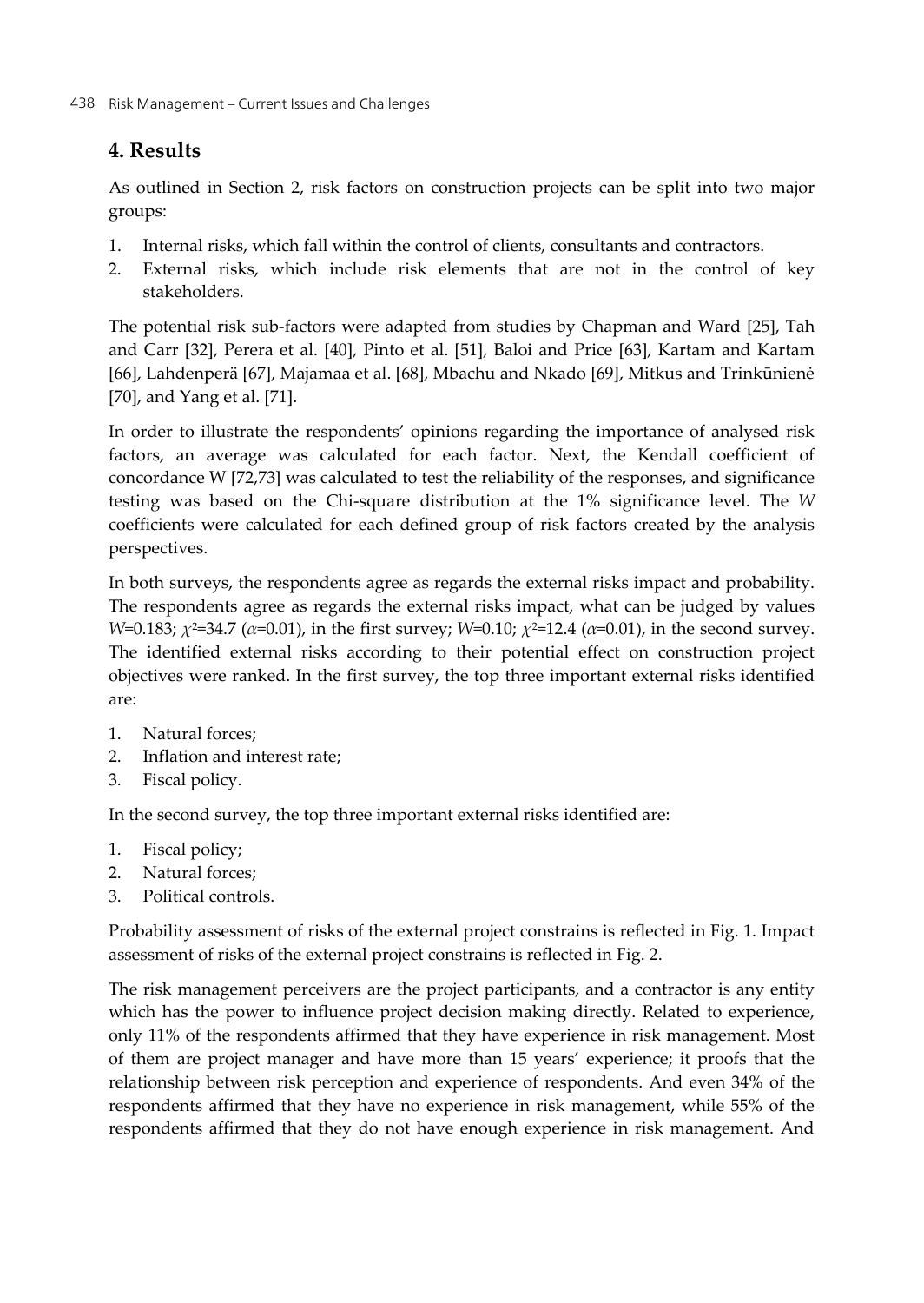## 4. Results

As outlined in Section 2, risk factors on construction projects can be split into two major groups:

1. Internal risks, which fall within the control of clients, consultants and contractors.
2. External risks, which include risk elements that are not in the control of key stakeholders.

The potential risk sub-factors were adapted from studies by Chapman and Ward [25], Tah and Carr [32], Perera et al. [40], Pinto et al. [51], Baloi and Price [63], Kartam and Kartam [66], Lahdenperä [67], Majamaa et al. [68], Mbachu and Nkado [69], Mitkus and Trinkūnienė [70], and Yang et al. [71].

In order to illustrate the respondents' opinions regarding the importance of analysed risk factors, an average was calculated for each factor. Next, the Kendall coefficient of concordance W [72,73] was calculated to test the reliability of the responses, and significance testing was based on the Chi-square distribution at the 1% significance level. The $W$ coefficients were calculated for each defined group of risk factors created by the analysis perspectives.

In both surveys, the respondents agree as regards the external risks impact and probability. The respondents agree as regards the external risks impact, what can be judged by values $W$=0.183; $\chi^2$=34.7 ($\alpha$=0.01), in the first survey; $W$=0.10; $\chi^2$=12.4 ($\alpha$=0.01), in the second survey. The identified external risks according to their potential effect on construction project objectives were ranked. In the first survey, the top three important external risks identified are:

1. Natural forces;
2. Inflation and interest rate;
3. Fiscal policy.

In the second survey, the top three important external risks identified are:

1. Fiscal policy;
2. Natural forces;
3. Political controls.

Probability assessment of risks of the external project constrains is reflected in Fig. 1. Impact assessment of risks of the external project constrains is reflected in Fig. 2.

The risk management perceivers are the project participants, and a contractor is any entity which has the power to influence project decision making directly. Related to experience, only 11% of the respondents affirmed that they have experience in risk management. Most of them are project manager and have more than 15 years' experience; it proofs that the relationship between risk perception and experience of respondents. And even 34% of the respondents affirmed that they have no experience in risk management, while 55% of the respondents affirmed that they do not have enough experience in risk management. And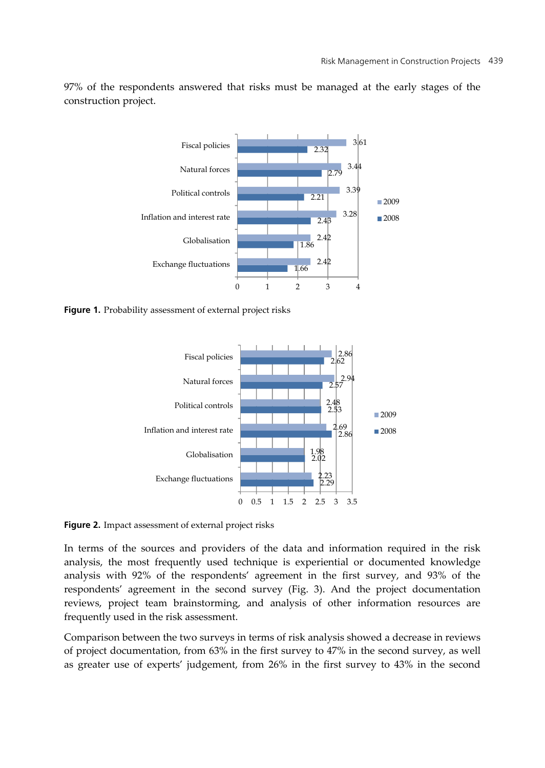97% of the respondents answered that risks must be managed at the early stages of the construction project.

| | 2009 | 2008 |
|---|---|---|
| Fiscal policies | 3.61 | 2.32 |
| Natural forces | 3.44 | 2.79 |
| Political controls | 3.39 | 2.21 |
| Inflation and interest rate | 3.28 | 2.43 |
| Globalisation | 2.42 | 1.86 |
| Exchange fluctuations | 2.42 | 1.66 |

**Figure 1.** Probability assessment of external project risks

| | 2009 | 2008 |
|---|---|---|
| Fiscal policies | 2.86 | 2.62 |
| Natural forces | 2.94 | 2.57 |
| Political controls | 2.48 | 2.53 |
| Inflation and interest rate | 2.69 | 2.86 |
| Globalisation | 1.98 | 2.02 |
| Exchange fluctuations | 2.23 | 2.29 |

**Figure 2.** Impact assessment of external project risks

In terms of the sources and providers of the data and information required in the risk analysis, the most frequently used technique is experiential or documented knowledge analysis with 92% of the respondents' agreement in the first survey, and 93% of the respondents' agreement in the second survey (Fig. 3). And the project documentation reviews, project team brainstorming, and analysis of other information resources are frequently used in the risk assessment.

Comparison between the two surveys in terms of risk analysis showed a decrease in reviews of project documentation, from 63% in the first survey to 47% in the second survey, as well as greater use of experts' judgement, from 26% in the first survey to 43% in the second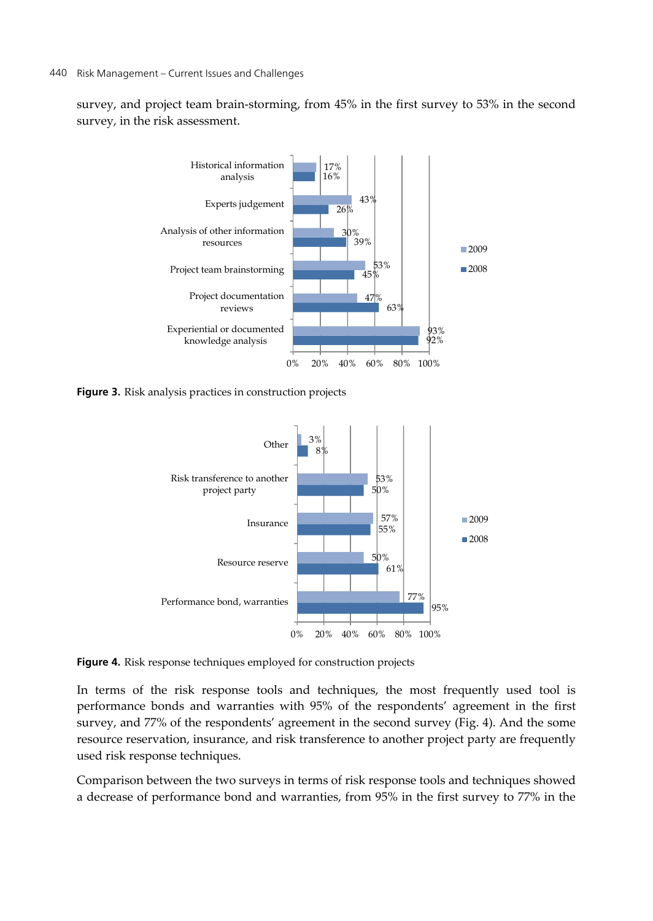survey, and project team brain-storming, from 45% in the first survey to 53% in the second survey, in the risk assessment.

**Figure 3.** Risk analysis practices in construction projects

**Figure 4.** Risk response techniques employed for construction projects

In terms of the risk response tools and techniques, the most frequently used tool is performance bonds and warranties with 95% of the respondents' agreement in the first survey, and 77% of the respondents' agreement in the second survey (Fig. 4). And the some resource reservation, insurance, and risk transference to another project party are frequently used risk response techniques.

Comparison between the two surveys in terms of risk response tools and techniques showed a decrease of performance bond and warranties, from 95% in the first survey to 77% in the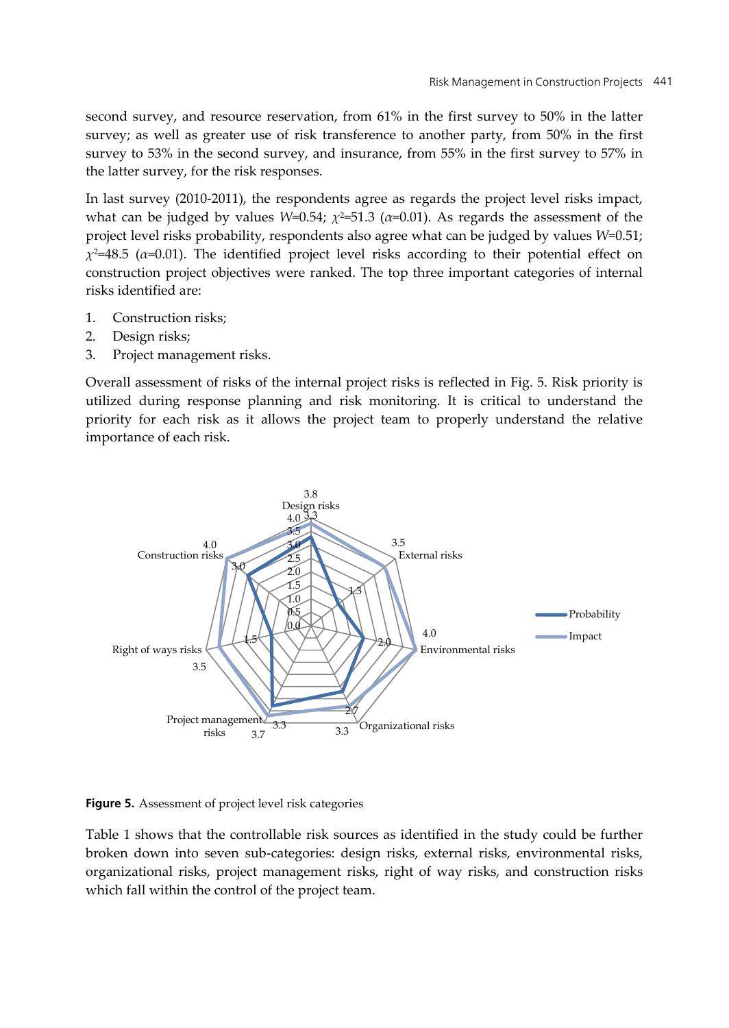second survey, and resource reservation, from 61% in the first survey to 50% in the latter survey; as well as greater use of risk transference to another party, from 50% in the first survey to 53% in the second survey, and insurance, from 55% in the first survey to 57% in the latter survey, for the risk responses.

In last survey (2010-2011), the respondents agree as regards the project level risks impact, what can be judged by values $W$=0.54; $\chi^2$=51.3 ($\alpha$=0.01). As regards the assessment of the project level risks probability, respondents also agree what can be judged by values $W$=0.51; $\chi^2$=48.5 ($\alpha$=0.01). The identified project level risks according to their potential effect on construction project objectives were ranked. The top three important categories of internal risks identified are:

1. Construction risks;
2. Design risks;
3. Project management risks.

Overall assessment of risks of the internal project risks is reflected in Fig. 5. Risk priority is utilized during response planning and risk monitoring. It is critical to understand the priority for each risk as it allows the project team to properly understand the relative importance of each risk.

**Figure 5.** Assessment of project level risk categories

Table 1 shows that the controllable risk sources as identified in the study could be further broken down into seven sub-categories: design risks, external risks, environmental risks, organizational risks, project management risks, right of way risks, and construction risks which fall within the control of the project team.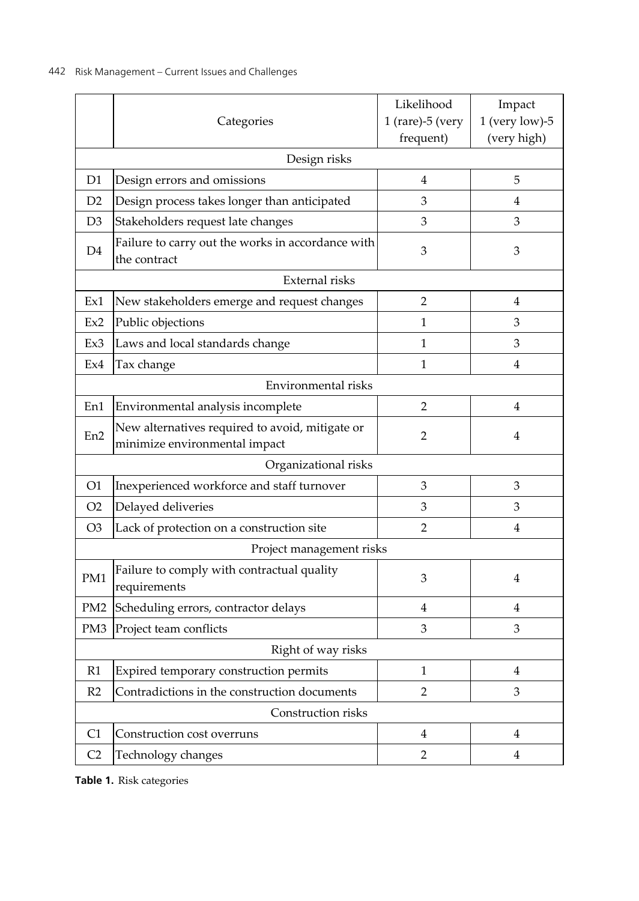| | Categories | Likelihood 1 (rare)-5 (very frequent) | Impact 1 (very low)-5 (very high) |
|---|---|---|---|
| | Design risks | | |
| D1 | Design errors and omissions | 4 | 5 |
| D2 | Design process takes longer than anticipated | 3 | 4 |
| D3 | Stakeholders request late changes | 3 | 3 |
| D4 | Failure to carry out the works in accordance with the contract | 3 | 3 |
| | External risks | | |
| Ex1 | New stakeholders emerge and request changes | 2 | 4 |
| Ex2 | Public objections | 1 | 3 |
| Ex3 | Laws and local standards change | 1 | 3 |
| Ex4 | Tax change | 1 | 4 |
| | Environmental risks | | |
| En1 | Environmental analysis incomplete | 2 | 4 |
| En2 | New alternatives required to avoid, mitigate or minimize environmental impact | 2 | 4 |
| | Organizational risks | | |
| O1 | Inexperienced workforce and staff turnover | 3 | 3 |
| O2 | Delayed deliveries | 3 | 3 |
| O3 | Lack of protection on a construction site | 2 | 4 |
| | Project management risks | | |
| PM1 | Failure to comply with contractual quality requirements | 3 | 4 |
| PM2 | Scheduling errors, contractor delays | 4 | 4 |
| PM3 | Project team conflicts | 3 | 3 |
| | Right of way risks | | |
| R1 | Expired temporary construction permits | 1 | 4 |
| R2 | Contradictions in the construction documents | 2 | 3 |
| | Construction risks | | |
| C1 | Construction cost overruns | 4 | 4 |
| C2 | Technology changes | 2 | 4 |

**Table 1.** Risk categories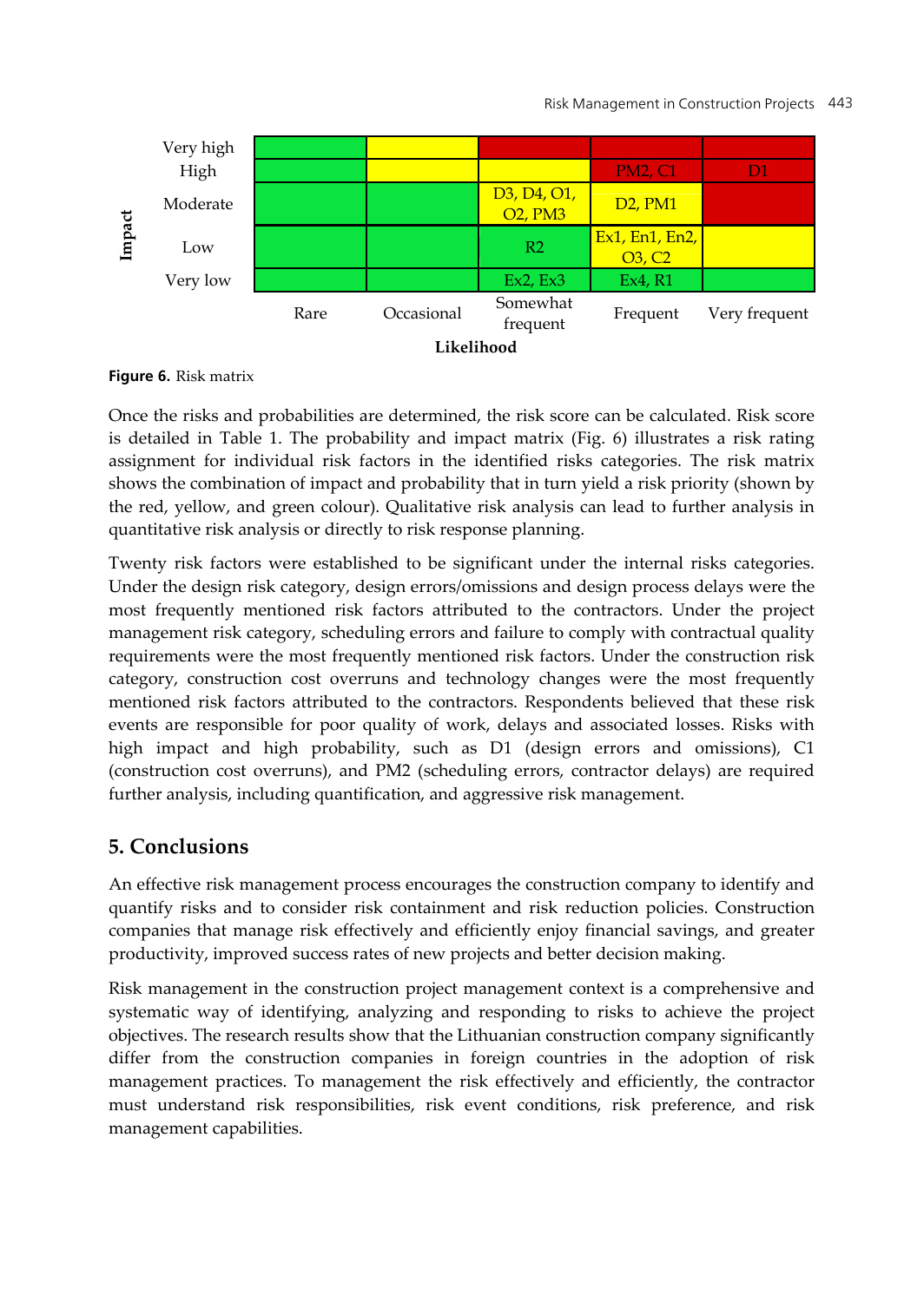Very high
High
Moderate
Low
Very low

Impact

PM2, C1
D1
D3, D4, O1, O2, PM3
D2, PM1
R2
Ex1, En1, En2, O3, C2
Ex2, Ex3
Ex4, R1

Rare
Occasional
Somewhat frequent
Frequent
Very frequent

Likelihood

**Figure 6.** Risk matrix

Once the risks and probabilities are determined, the risk score can be calculated. Risk score is detailed in Table 1. The probability and impact matrix (Fig. 6) illustrates a risk rating assignment for individual risk factors in the identified risks categories. The risk matrix shows the combination of impact and probability that in turn yield a risk priority (shown by the red, yellow, and green colour). Qualitative risk analysis can lead to further analysis in quantitative risk analysis or directly to risk response planning.

Twenty risk factors were established to be significant under the internal risks categories. Under the design risk category, design errors/omissions and design process delays were the most frequently mentioned risk factors attributed to the contractors. Under the project management risk category, scheduling errors and failure to comply with contractual quality requirements were the most frequently mentioned risk factors. Under the construction risk category, construction cost overruns and technology changes were the most frequently mentioned risk factors attributed to the contractors. Respondents believed that these risk events are responsible for poor quality of work, delays and associated losses. Risks with high impact and high probability, such as D1 (design errors and omissions), C1 (construction cost overruns), and PM2 (scheduling errors, contractor delays) are required further analysis, including quantification, and aggressive risk management.

## 5. Conclusions

An effective risk management process encourages the construction company to identify and quantify risks and to consider risk containment and risk reduction policies. Construction companies that manage risk effectively and efficiently enjoy financial savings, and greater productivity, improved success rates of new projects and better decision making.

Risk management in the construction project management context is a comprehensive and systematic way of identifying, analyzing and responding to risks to achieve the project objectives. The research results show that the Lithuanian construction company significantly differ from the construction companies in foreign countries in the adoption of risk management practices. To management the risk effectively and efficiently, the contractor must understand risk responsibilities, risk event conditions, risk preference, and risk management capabilities.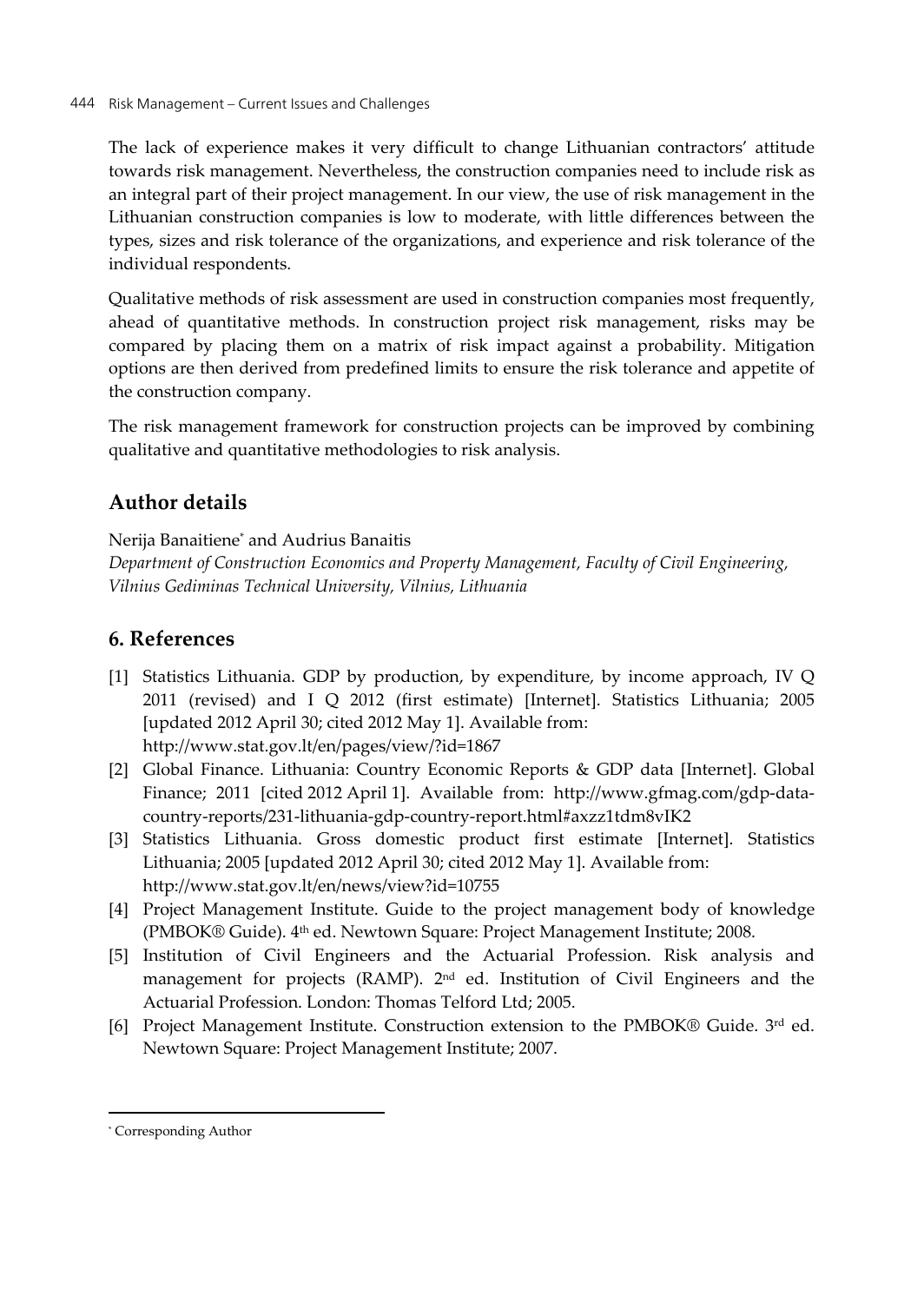The lack of experience makes it very difficult to change Lithuanian contractors' attitude towards risk management. Nevertheless, the construction companies need to include risk as an integral part of their project management. In our view, the use of risk management in the Lithuanian construction companies is low to moderate, with little differences between the types, sizes and risk tolerance of the organizations, and experience and risk tolerance of the individual respondents.

Qualitative methods of risk assessment are used in construction companies most frequently, ahead of quantitative methods. In construction project risk management, risks may be compared by placing them on a matrix of risk impact against a probability. Mitigation options are then derived from predefined limits to ensure the risk tolerance and appetite of the construction company.

The risk management framework for construction projects can be improved by combining qualitative and quantitative methodologies to risk analysis.

## Author details

Nerija Banaitiene* and Audrius Banaitis

*Department of Construction Economics and Property Management, Faculty of Civil Engineering, Vilnius Gediminas Technical University, Vilnius, Lithuania*

## 6. References

[1] Statistics Lithuania. GDP by production, by expenditure, by income approach, IV Q 2011 (revised) and I Q 2012 (first estimate) [Internet]. Statistics Lithuania; 2005 [updated 2012 April 30; cited 2012 May 1]. Available from: http://www.stat.gov.lt/en/pages/view/?id=1867

[2] Global Finance. Lithuania: Country Economic Reports & GDP data [Internet]. Global Finance; 2011 [cited 2012 April 1]. Available from: http://www.gfmag.com/gdp-data-country-reports/231-lithuania-gdp-country-report.html#axzz1tdm8vIK2

[3] Statistics Lithuania. Gross domestic product first estimate [Internet]. Statistics Lithuania; 2005 [updated 2012 April 30; cited 2012 May 1]. Available from: http://www.stat.gov.lt/en/news/view?id=10755

[4] Project Management Institute. Guide to the project management body of knowledge (PMBOK® Guide). 4th ed. Newtown Square: Project Management Institute; 2008.

[5] Institution of Civil Engineers and the Actuarial Profession. Risk analysis and management for projects (RAMP). 2nd ed. Institution of Civil Engineers and the Actuarial Profession. London: Thomas Telford Ltd; 2005.

[6] Project Management Institute. Construction extension to the PMBOK® Guide. 3rd ed. Newtown Square: Project Management Institute; 2007.

* Corresponding Author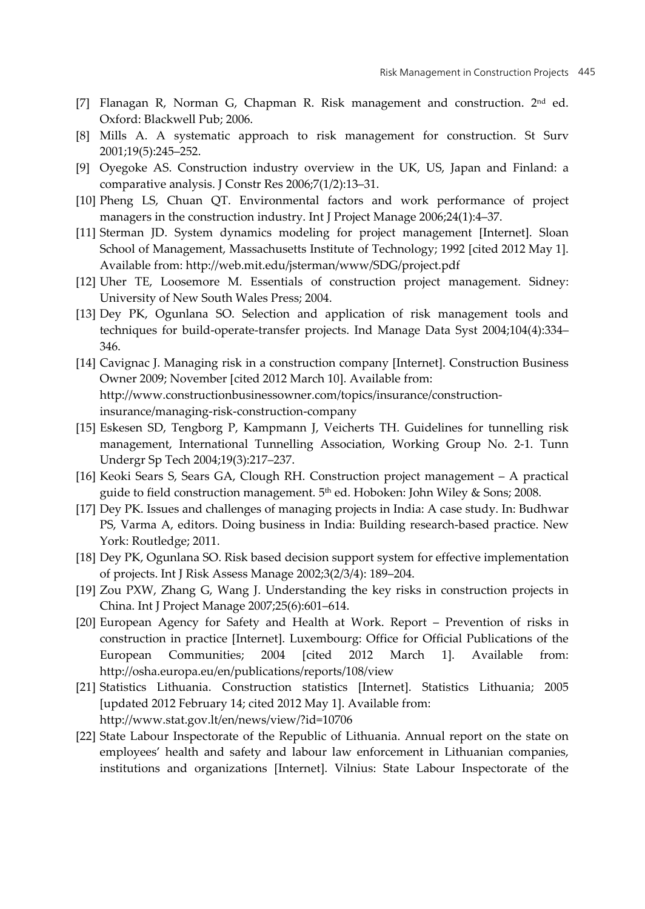[7] Flanagan R, Norman G, Chapman R. Risk management and construction. 2nd ed. Oxford: Blackwell Pub; 2006.

[8] Mills A. A systematic approach to risk management for construction. St Surv 2001;19(5):245–252.

[9] Oyegoke AS. Construction industry overview in the UK, US, Japan and Finland: a comparative analysis. J Constr Res 2006;7(1/2):13–31.

[10] Pheng LS, Chuan QT. Environmental factors and work performance of project managers in the construction industry. Int J Project Manage 2006;24(1):4–37.

[11] Sterman JD. System dynamics modeling for project management [Internet]. Sloan School of Management, Massachusetts Institute of Technology; 1992 [cited 2012 May 1]. Available from: http://web.mit.edu/jsterman/www/SDG/project.pdf

[12] Uher TE, Loosemore M. Essentials of construction project management. Sidney: University of New South Wales Press; 2004.

[13] Dey PK, Ogunlana SO. Selection and application of risk management tools and techniques for build-operate-transfer projects. Ind Manage Data Syst 2004;104(4):334–346.

[14] Cavignac J. Managing risk in a construction company [Internet]. Construction Business Owner 2009; November [cited 2012 March 10]. Available from: http://www.constructionbusinessowner.com/topics/insurance/construction-insurance/managing-risk-construction-company

[15] Eskesen SD, Tengborg P, Kampmann J, Veicherts TH. Guidelines for tunnelling risk management, International Tunnelling Association, Working Group No. 2-1. Tunn Undergr Sp Tech 2004;19(3):217–237.

[16] Keoki Sears S, Sears GA, Clough RH. Construction project management – A practical guide to field construction management. 5th ed. Hoboken: John Wiley & Sons; 2008.

[17] Dey PK. Issues and challenges of managing projects in India: A case study. In: Budhwar PS, Varma A, editors. Doing business in India: Building research-based practice. New York: Routledge; 2011.

[18] Dey PK, Ogunlana SO. Risk based decision support system for effective implementation of projects. Int J Risk Assess Manage 2002;3(2/3/4): 189–204.

[19] Zou PXW, Zhang G, Wang J. Understanding the key risks in construction projects in China. Int J Project Manage 2007;25(6):601–614.

[20] European Agency for Safety and Health at Work. Report – Prevention of risks in construction in practice [Internet]. Luxembourg: Office for Official Publications of the European Communities; 2004 [cited 2012 March 1]. Available from: http://osha.europa.eu/en/publications/reports/108/view

[21] Statistics Lithuania. Construction statistics [Internet]. Statistics Lithuania; 2005 [updated 2012 February 14; cited 2012 May 1]. Available from: http://www.stat.gov.lt/en/news/view/?id=10706

[22] State Labour Inspectorate of the Republic of Lithuania. Annual report on the state on employees' health and safety and labour law enforcement in Lithuanian companies, institutions and organizations [Internet]. Vilnius: State Labour Inspectorate of the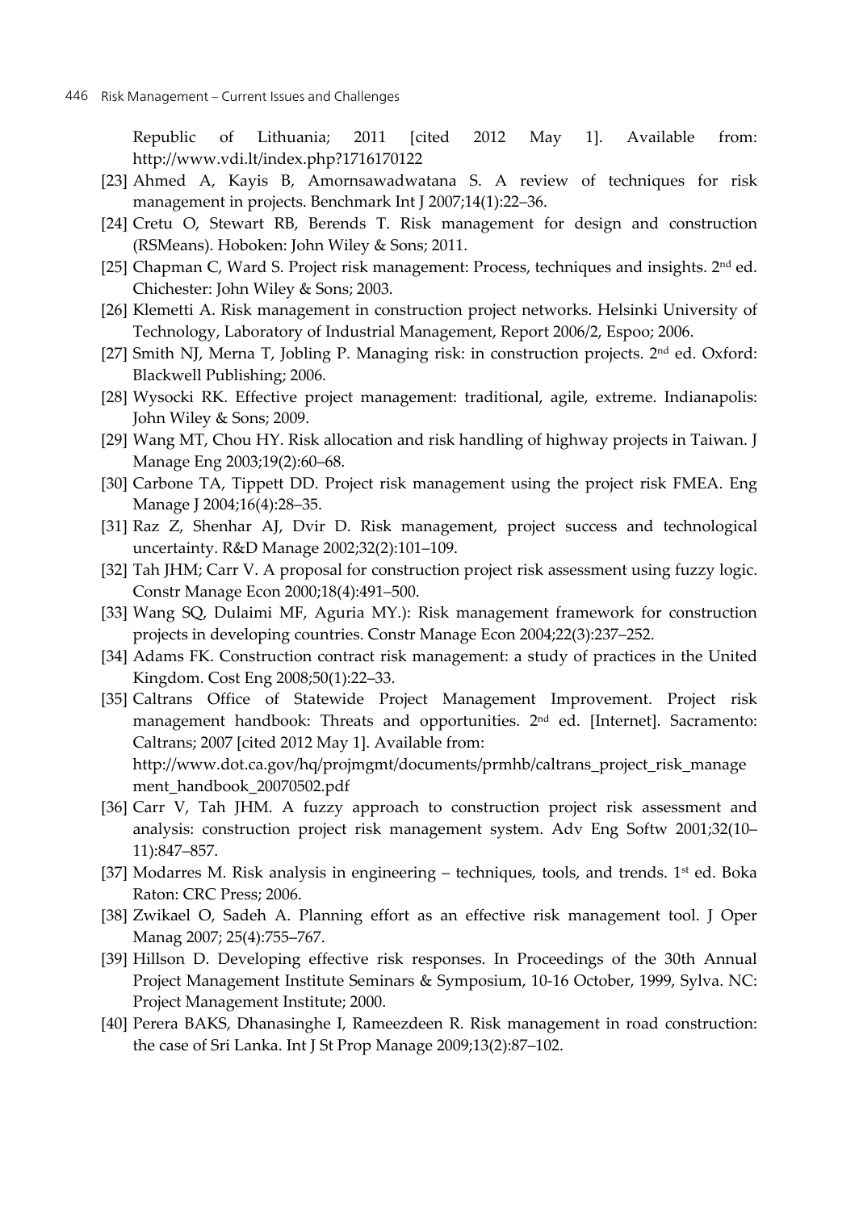Republic of Lithuania; 2011 [cited 2012 May 1]. Available from: http://www.vdi.lt/index.php?1716170122

[23] Ahmed A, Kayis B, Amornsawadwatana S. A review of techniques for risk management in projects. Benchmark Int J 2007;14(1):22–36.

[24] Cretu O, Stewart RB, Berends T. Risk management for design and construction (RSMeans). Hoboken: John Wiley & Sons; 2011.

[25] Chapman C, Ward S. Project risk management: Process, techniques and insights. 2nd ed. Chichester: John Wiley & Sons; 2003.

[26] Klemetti A. Risk management in construction project networks. Helsinki University of Technology, Laboratory of Industrial Management, Report 2006/2, Espoo; 2006.

[27] Smith NJ, Merna T, Jobling P. Managing risk: in construction projects. 2nd ed. Oxford: Blackwell Publishing; 2006.

[28] Wysocki RK. Effective project management: traditional, agile, extreme. Indianapolis: John Wiley & Sons; 2009.

[29] Wang MT, Chou HY. Risk allocation and risk handling of highway projects in Taiwan. J Manage Eng 2003;19(2):60–68.

[30] Carbone TA, Tippett DD. Project risk management using the project risk FMEA. Eng Manage J 2004;16(4):28–35.

[31] Raz Z, Shenhar AJ, Dvir D. Risk management, project success and technological uncertainty. R&D Manage 2002;32(2):101–109.

[32] Tah JHM; Carr V. A proposal for construction project risk assessment using fuzzy logic. Constr Manage Econ 2000;18(4):491–500.

[33] Wang SQ, Dulaimi MF, Aguria MY.): Risk management framework for construction projects in developing countries. Constr Manage Econ 2004;22(3):237–252.

[34] Adams FK. Construction contract risk management: a study of practices in the United Kingdom. Cost Eng 2008;50(1):22–33.

[35] Caltrans Office of Statewide Project Management Improvement. Project risk management handbook: Threats and opportunities. 2nd ed. [Internet]. Sacramento: Caltrans; 2007 [cited 2012 May 1]. Available from: http://www.dot.ca.gov/hq/projmgmt/documents/prmhb/caltrans_project_risk_management_handbook_20070502.pdf

[36] Carr V, Tah JHM. A fuzzy approach to construction project risk assessment and analysis: construction project risk management system. Adv Eng Softw 2001;32(10–11):847–857.

[37] Modarres M. Risk analysis in engineering – techniques, tools, and trends. 1st ed. Boka Raton: CRC Press; 2006.

[38] Zwikael O, Sadeh A. Planning effort as an effective risk management tool. J Oper Manag 2007; 25(4):755–767.

[39] Hillson D. Developing effective risk responses. In Proceedings of the 30th Annual Project Management Institute Seminars & Symposium, 10-16 October, 1999, Sylva. NC: Project Management Institute; 2000.

[40] Perera BAKS, Dhanasinghe I, Rameezdeen R. Risk management in road construction: the case of Sri Lanka. Int J St Prop Manage 2009;13(2):87–102.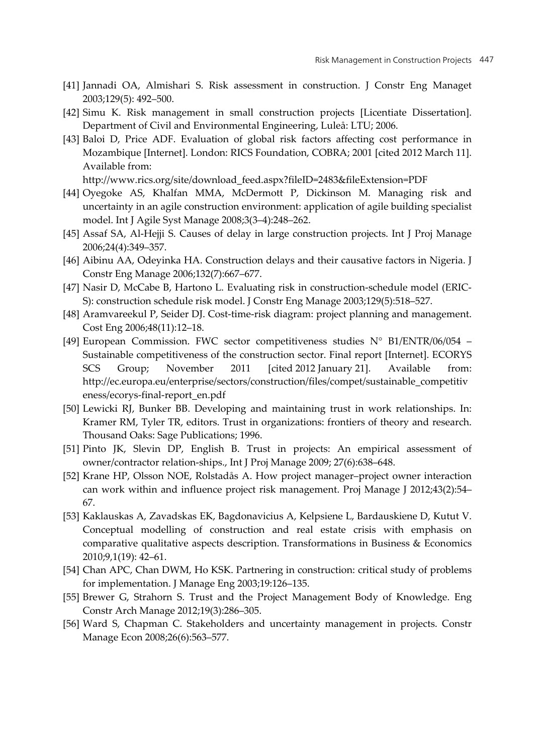[41] Jannadi OA, Almishari S. Risk assessment in construction. J Constr Eng Managet 2003;129(5): 492–500.

[42] Simu K. Risk management in small construction projects [Licentiate Dissertation]. Department of Civil and Environmental Engineering, Luleå: LTU; 2006.

[43] Baloi D, Price ADF. Evaluation of global risk factors affecting cost performance in Mozambique [Internet]. London: RICS Foundation, COBRA; 2001 [cited 2012 March 11]. Available from: http://www.rics.org/site/download_feed.aspx?fileID=2483&fileExtension=PDF

[44] Oyegoke AS, Khalfan MMA, McDermott P, Dickinson M. Managing risk and uncertainty in an agile construction environment: application of agile building specialist model. Int J Agile Syst Manage 2008;3(3–4):248–262.

[45] Assaf SA, Al-Hejji S. Causes of delay in large construction projects. Int J Proj Manage 2006;24(4):349–357.

[46] Aibinu AA, Odeyinka HA. Construction delays and their causative factors in Nigeria. J Constr Eng Manage 2006;132(7):667–677.

[47] Nasir D, McCabe B, Hartono L. Evaluating risk in construction-schedule model (ERIC-S): construction schedule risk model. J Constr Eng Manage 2003;129(5):518–527.

[48] Aramvareekul P, Seider DJ. Cost-time-risk diagram: project planning and management. Cost Eng 2006;48(11):12–18.

[49] European Commission. FWC sector competitiveness studies N° B1/ENTR/06/054 – Sustainable competitiveness of the construction sector. Final report [Internet]. ECORYS SCS Group; November 2011 [cited 2012 January 21]. Available from: http://ec.europa.eu/enterprise/sectors/construction/files/compet/sustainable_competitiveness/ecorys-final-report_en.pdf

[50] Lewicki RJ, Bunker BB. Developing and maintaining trust in work relationships. In: Kramer RM, Tyler TR, editors. Trust in organizations: frontiers of theory and research. Thousand Oaks: Sage Publications; 1996.

[51] Pinto JK, Slevin DP, English B. Trust in projects: An empirical assessment of owner/contractor relation-ships., Int J Proj Manage 2009; 27(6):638–648.

[52] Krane HP, Olsson NOE, Rolstadås A. How project manager–project owner interaction can work within and influence project risk management. Proj Manage J 2012;43(2):54–67.

[53] Kaklauskas A, Zavadskas EK, Bagdonavicius A, Kelpsiene L, Bardauskiene D, Kutut V. Conceptual modelling of construction and real estate crisis with emphasis on comparative qualitative aspects description. Transformations in Business & Economics 2010;9,1(19): 42–61.

[54] Chan APC, Chan DWM, Ho KSK. Partnering in construction: critical study of problems for implementation. J Manage Eng 2003;19:126–135.

[55] Brewer G, Strahorn S. Trust and the Project Management Body of Knowledge. Eng Constr Arch Manage 2012;19(3):286–305.

[56] Ward S, Chapman C. Stakeholders and uncertainty management in projects. Constr Manage Econ 2008;26(6):563–577.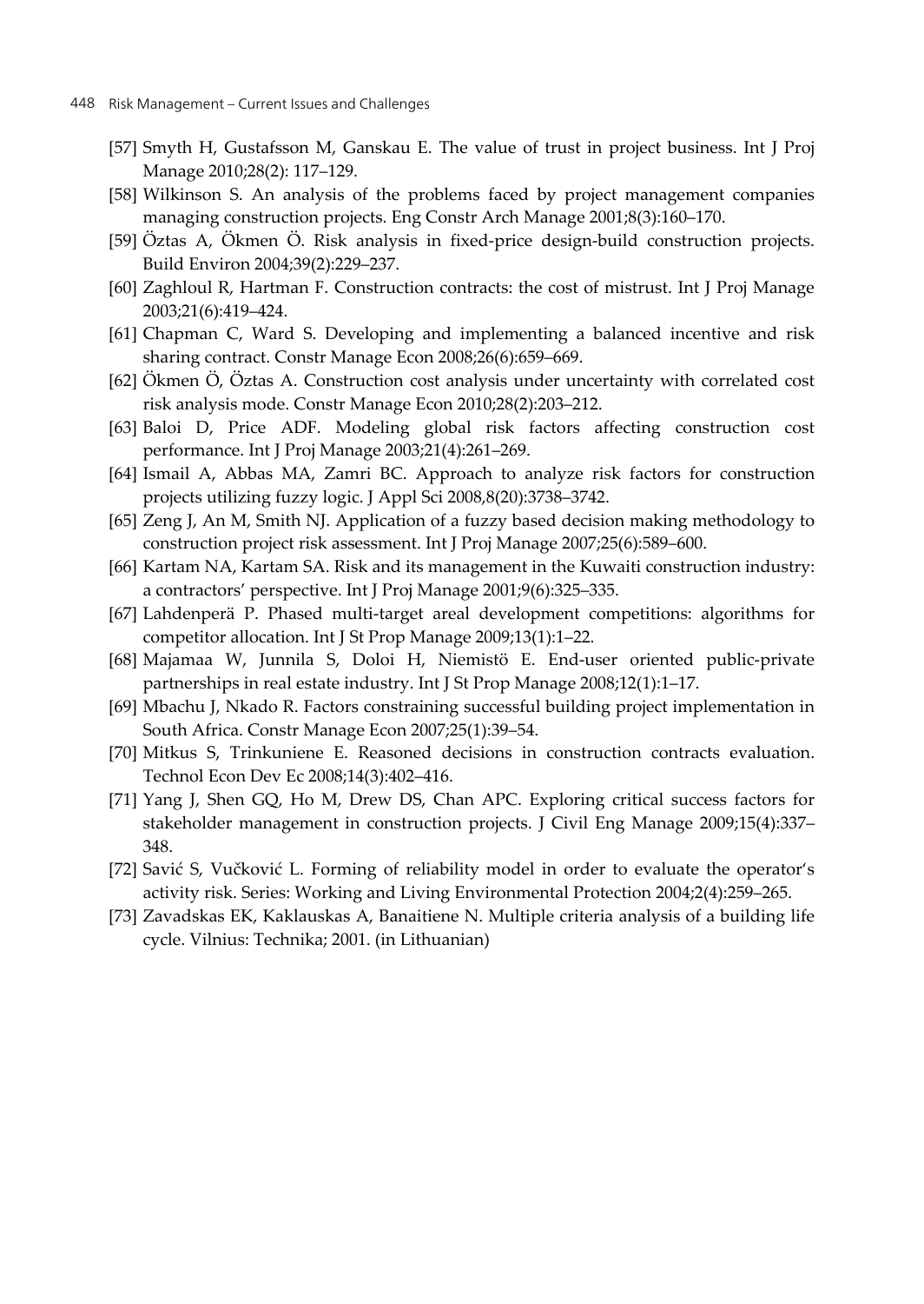[57] Smyth H, Gustafsson M, Ganskau E. The value of trust in project business. Int J Proj Manage 2010;28(2): 117–129.

[58] Wilkinson S. An analysis of the problems faced by project management companies managing construction projects. Eng Constr Arch Manage 2001;8(3):160–170.

[59] Öztas A, Ökmen Ö. Risk analysis in fixed-price design-build construction projects. Build Environ 2004;39(2):229–237.

[60] Zaghloul R, Hartman F. Construction contracts: the cost of mistrust. Int J Proj Manage 2003;21(6):419–424.

[61] Chapman C, Ward S. Developing and implementing a balanced incentive and risk sharing contract. Constr Manage Econ 2008;26(6):659–669.

[62] Ökmen Ö, Öztas A. Construction cost analysis under uncertainty with correlated cost risk analysis mode. Constr Manage Econ 2010;28(2):203–212.

[63] Baloi D, Price ADF. Modeling global risk factors affecting construction cost performance. Int J Proj Manage 2003;21(4):261–269.

[64] Ismail A, Abbas MA, Zamri BC. Approach to analyze risk factors for construction projects utilizing fuzzy logic. J Appl Sci 2008,8(20):3738–3742.

[65] Zeng J, An M, Smith NJ. Application of a fuzzy based decision making methodology to construction project risk assessment. Int J Proj Manage 2007;25(6):589–600.

[66] Kartam NA, Kartam SA. Risk and its management in the Kuwaiti construction industry: a contractors' perspective. Int J Proj Manage 2001;9(6):325–335.

[67] Lahdenperä P. Phased multi-target areal development competitions: algorithms for competitor allocation. Int J St Prop Manage 2009;13(1):1–22.

[68] Majamaa W, Junnila S, Doloi H, Niemistö E. End-user oriented public-private partnerships in real estate industry. Int J St Prop Manage 2008;12(1):1–17.

[69] Mbachu J, Nkado R. Factors constraining successful building project implementation in South Africa. Constr Manage Econ 2007;25(1):39–54.

[70] Mitkus S, Trinkuniene E. Reasoned decisions in construction contracts evaluation. Technol Econ Dev Ec 2008;14(3):402–416.

[71] Yang J, Shen GQ, Ho M, Drew DS, Chan APC. Exploring critical success factors for stakeholder management in construction projects. J Civil Eng Manage 2009;15(4):337–348.

[72] Savić S, Vučković L. Forming of reliability model in order to evaluate the operator's activity risk. Series: Working and Living Environmental Protection 2004;2(4):259–265.

[73] Zavadskas EK, Kaklauskas A, Banaitiene N. Multiple criteria analysis of a building life cycle. Vilnius: Technika; 2001. (in Lithuanian)